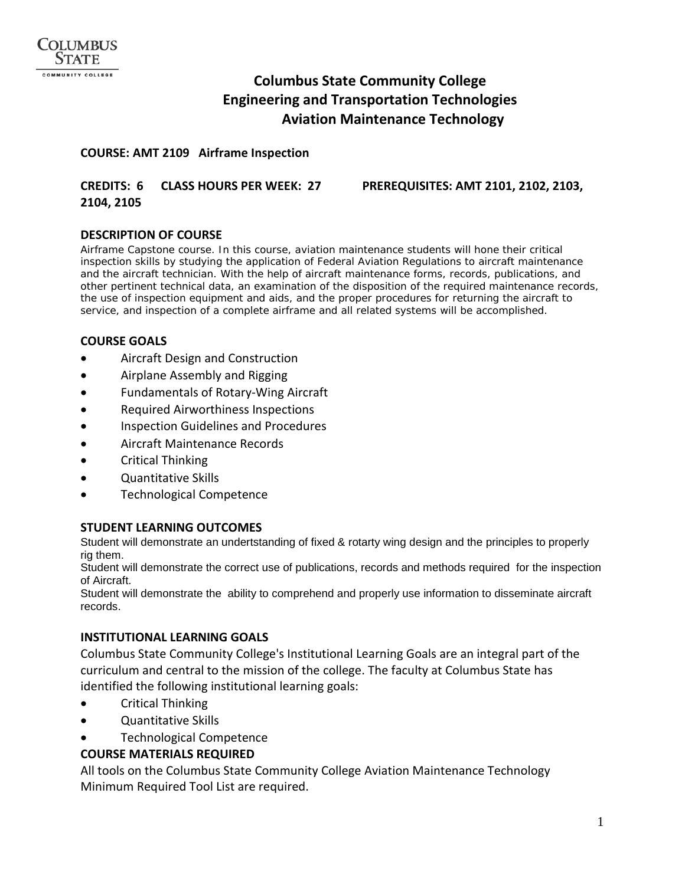# Columbus State Community College
## Engineering and Transportation Technologies
## Aviation Maintenance Technology

**COURSE: AMT 2109 Airframe Inspection**

**CREDITS: 6 CLASS HOURS PER WEEK: 27 PREREQUISITES: AMT 2101, 2102, 2103, 2104, 2105**

### DESCRIPTION OF COURSE

Airframe Capstone course. In this course, aviation maintenance students will hone their critical inspection skills by studying the application of Federal Aviation Regulations to aircraft maintenance and the aircraft technician. With the help of aircraft maintenance forms, records, publications, and other pertinent technical data, an examination of the disposition of the required maintenance records, the use of inspection equipment and aids, and the proper procedures for returning the aircraft to service, and inspection of a complete airframe and all related systems will be accomplished.

### COURSE GOALS

- Aircraft Design and Construction
- Airplane Assembly and Rigging
- Fundamentals of Rotary-Wing Aircraft
- Required Airworthiness Inspections
- Inspection Guidelines and Procedures
- Aircraft Maintenance Records
- Critical Thinking
- Quantitative Skills
- Technological Competence

### STUDENT LEARNING OUTCOMES

Student will demonstrate an undertstanding of fixed & rotarty wing design and the principles to properly rig them.
Student will demonstrate the correct use of publications, records and methods required for the inspection of Aircraft.
Student will demonstrate the ability to comprehend and properly use information to disseminate aircraft records.

### INSTITUTIONAL LEARNING GOALS

Columbus State Community College's Institutional Learning Goals are an integral part of the curriculum and central to the mission of the college. The faculty at Columbus State has identified the following institutional learning goals:

- Critical Thinking
- Quantitative Skills
- Technological Competence

### COURSE MATERIALS REQUIRED

All tools on the Columbus State Community College Aviation Maintenance Technology Minimum Required Tool List are required.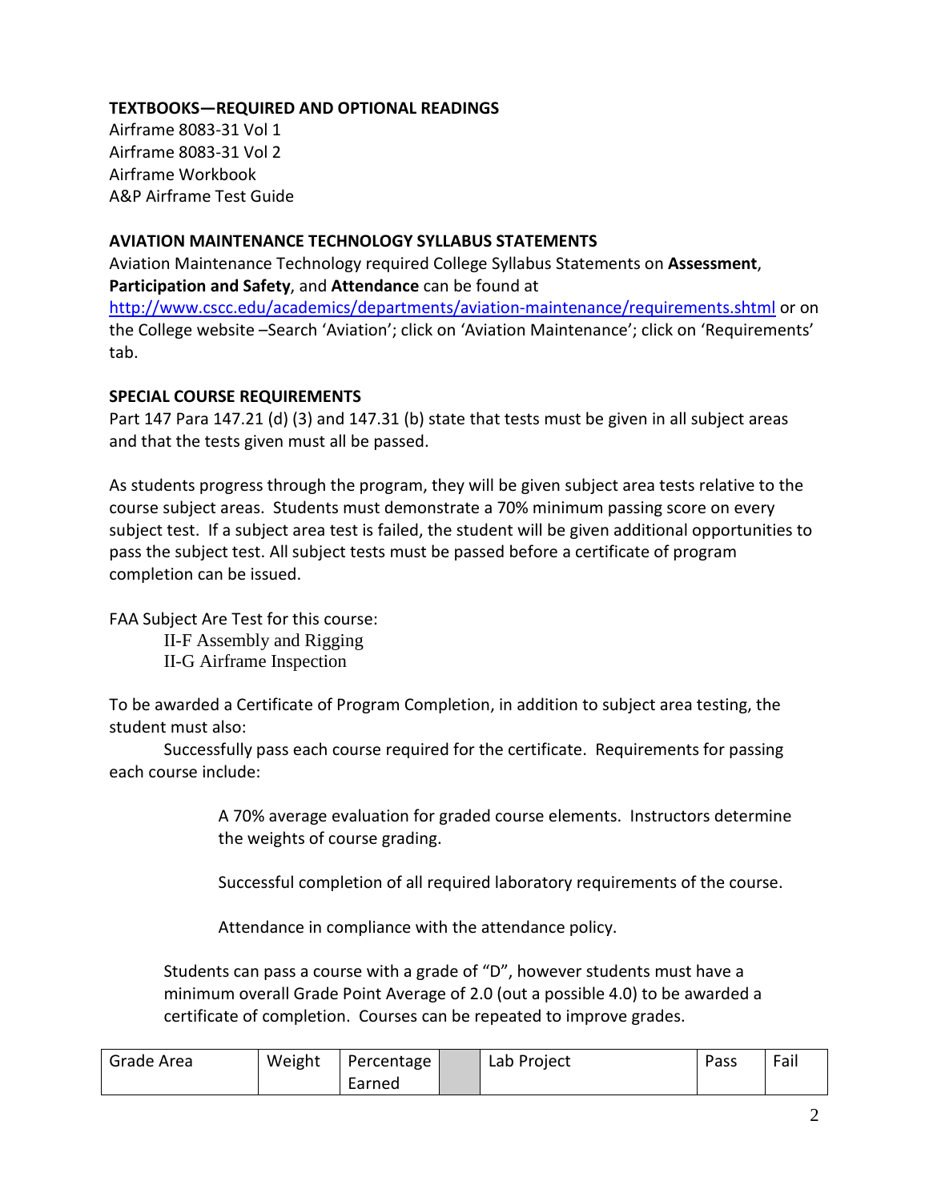**TEXTBOOKS—REQUIRED AND OPTIONAL READINGS**

Airframe 8083-31 Vol 1
Airframe 8083-31 Vol 2
Airframe Workbook
A&P Airframe Test Guide

**AVIATION MAINTENANCE TECHNOLOGY SYLLABUS STATEMENTS**

Aviation Maintenance Technology required College Syllabus Statements on **Assessment**, **Participation and Safety**, and **Attendance** can be found at http://www.cscc.edu/academics/departments/aviation-maintenance/requirements.shtml or on the College website –Search 'Aviation'; click on 'Aviation Maintenance'; click on 'Requirements' tab.

**SPECIAL COURSE REQUIREMENTS**

Part 147 Para 147.21 (d) (3) and 147.31 (b) state that tests must be given in all subject areas and that the tests given must all be passed.

As students progress through the program, they will be given subject area tests relative to the course subject areas. Students must demonstrate a 70% minimum passing score on every subject test. If a subject area test is failed, the student will be given additional opportunities to pass the subject test. All subject tests must be passed before a certificate of program completion can be issued.

FAA Subject Are Test for this course:

II-F Assembly and Rigging
II-G Airframe Inspection

To be awarded a Certificate of Program Completion, in addition to subject area testing, the student must also:

Successfully pass each course required for the certificate. Requirements for passing each course include:

A 70% average evaluation for graded course elements. Instructors determine the weights of course grading.

Successful completion of all required laboratory requirements of the course.

Attendance in compliance with the attendance policy.

Students can pass a course with a grade of "D", however students must have a minimum overall Grade Point Average of 2.0 (out a possible 4.0) to be awarded a certificate of completion. Courses can be repeated to improve grades.

| Grade Area | Weight | Percentage Earned | | Lab Project | Pass | Fail |
|---|---|---|---|---|---|---|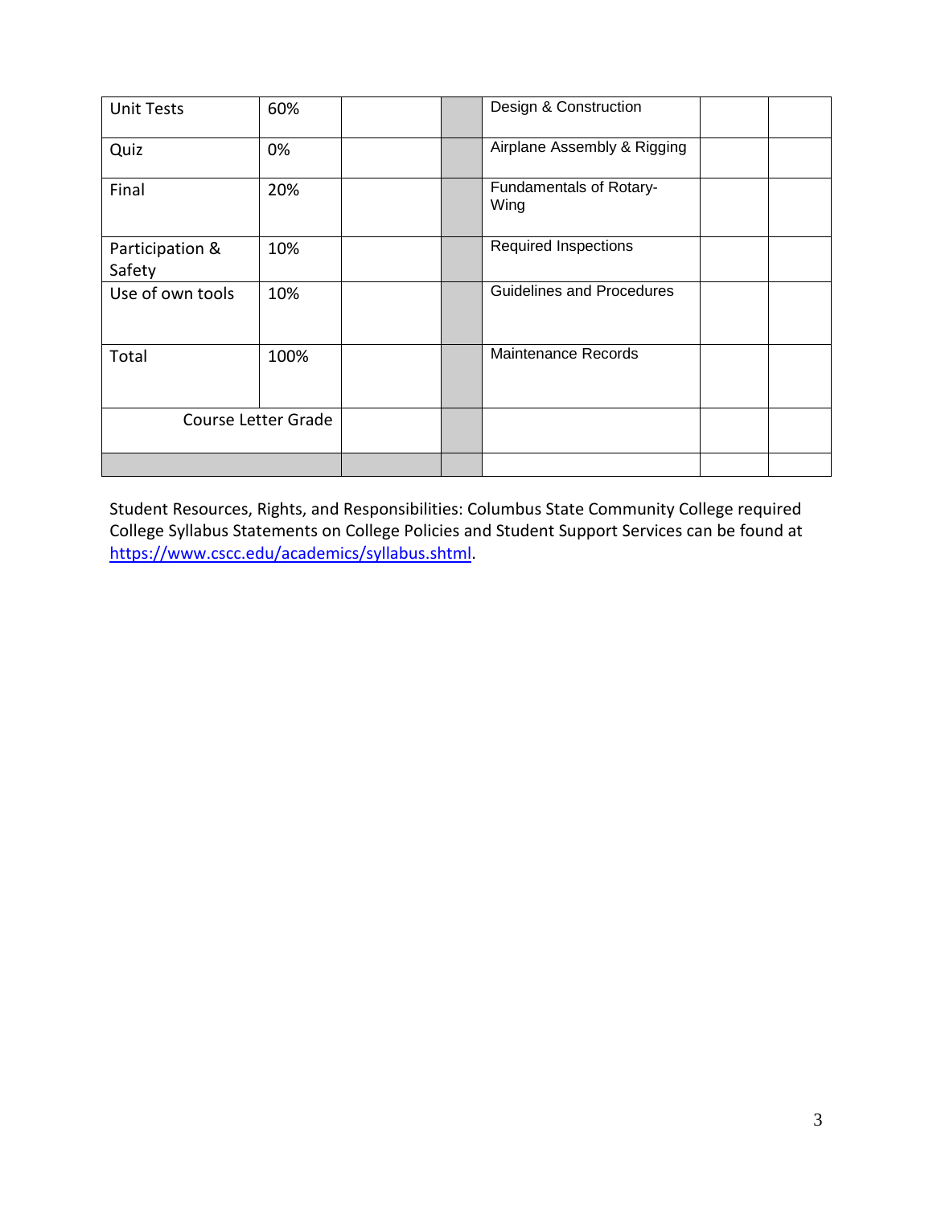| Unit Tests | 60% | | | Design & Construction | | |
|---|---|---|---|---|---|---|
| Quiz | 0% | | | Airplane Assembly & Rigging | | |
| Final | 20% | | | Fundamentals of Rotary-Wing | | |
| Participation & Safety | 10% | | | Required Inspections | | |
| Use of own tools | 10% | | | Guidelines and Procedures | | |
| Total | 100% | | | Maintenance Records | | |
| Course Letter Grade | | | | | | |
| | | | | | | |

Student Resources, Rights, and Responsibilities: Columbus State Community College required College Syllabus Statements on College Policies and Student Support Services can be found at https://www.cscc.edu/academics/syllabus.shtml.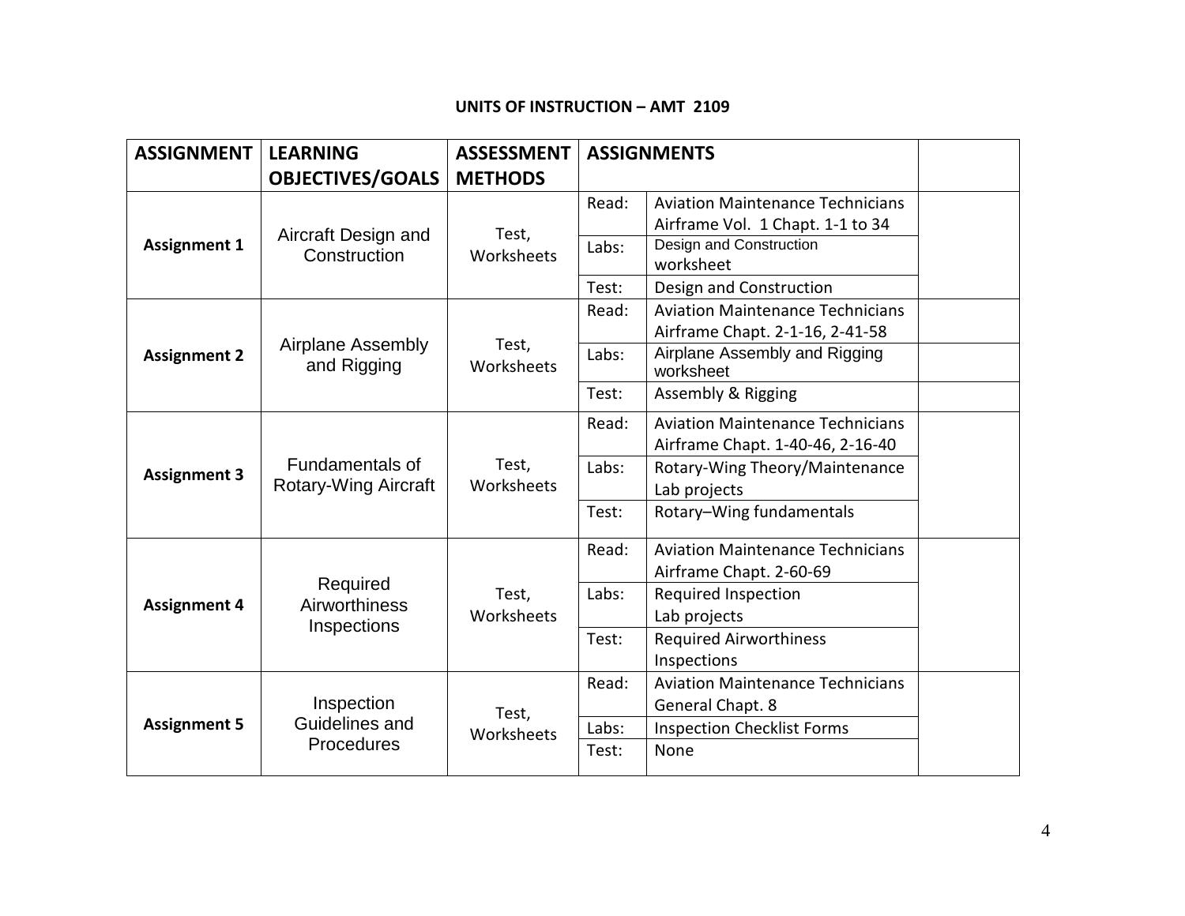**UNITS OF INSTRUCTION – AMT 2109**

| ASSIGNMENT | LEARNING OBJECTIVES/GOALS | ASSESSMENT METHODS | ASSIGNMENTS | | |
|---|---|---|---|---|---|
| **Assignment 1** | Aircraft Design and Construction | Test, Worksheets | Read: | Aviation Maintenance Technicians Airframe Vol. 1 Chapt. 1-1 to 34 | |
| | | | Labs: | Design and Construction worksheet | |
| | | | Test: | Design and Construction | |
| **Assignment 2** | Airplane Assembly and Rigging | Test, Worksheets | Read: | Aviation Maintenance Technicians Airframe Chapt. 2-1-16, 2-41-58 | |
| | | | Labs: | Airplane Assembly and Rigging worksheet | |
| | | | Test: | Assembly & Rigging | |
| **Assignment 3** | Fundamentals of Rotary-Wing Aircraft | Test, Worksheets | Read: | Aviation Maintenance Technicians Airframe Chapt. 1-40-46, 2-16-40 | |
| | | | Labs: | Rotary-Wing Theory/Maintenance Lab projects | |
| | | | Test: | Rotary–Wing fundamentals | |
| **Assignment 4** | Required Airworthiness Inspections | Test, Worksheets | Read: | Aviation Maintenance Technicians Airframe Chapt. 2-60-69 | |
| | | | Labs: | Required Inspection Lab projects | |
| | | | Test: | Required Airworthiness Inspections | |
| **Assignment 5** | Inspection Guidelines and Procedures | Test, Worksheets | Read: | Aviation Maintenance Technicians General Chapt. 8 | |
| | | | Labs: | Inspection Checklist Forms | |
| | | | Test: | None | |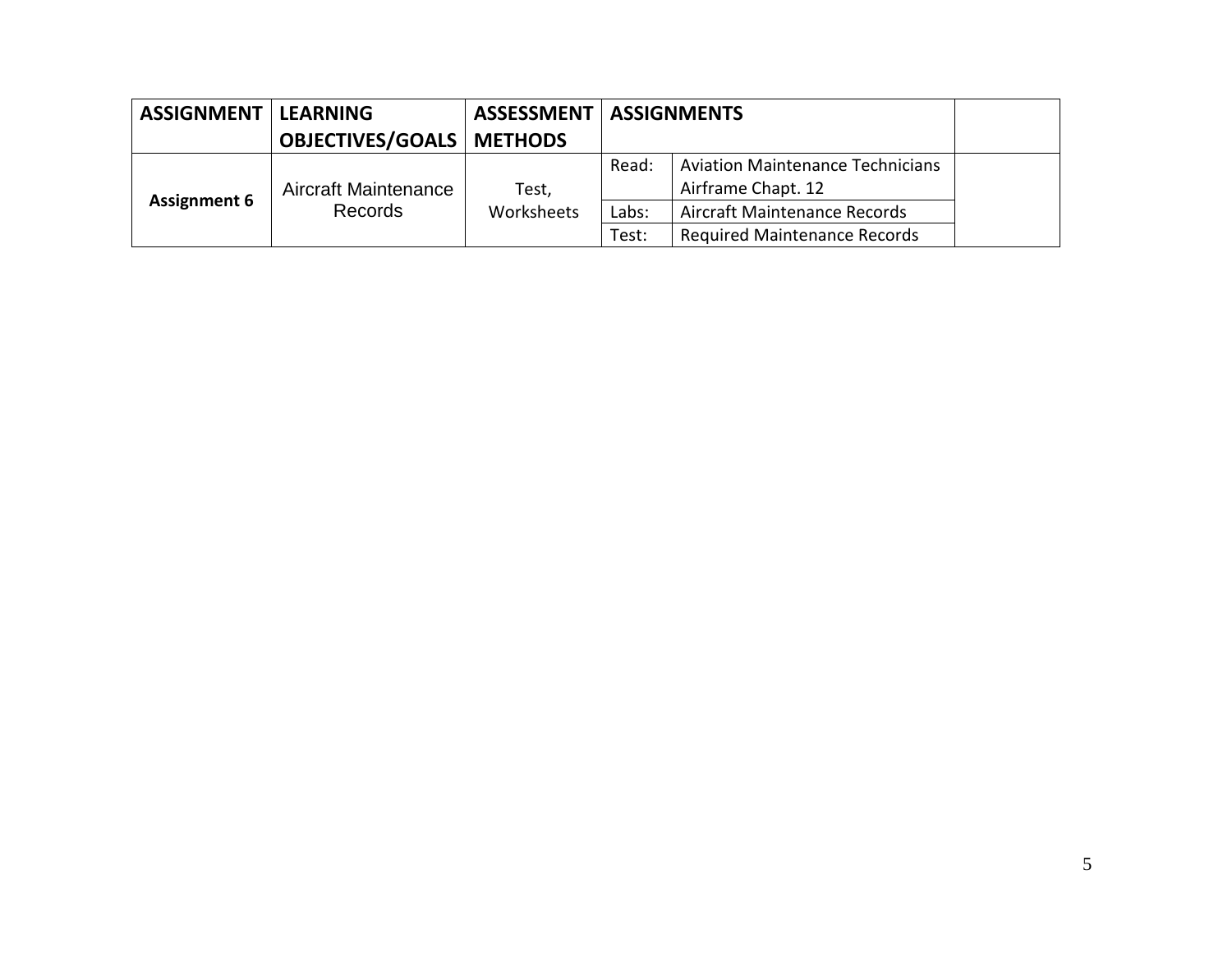| ASSIGNMENT | LEARNING OBJECTIVES/GOALS | ASSESSMENT METHODS | ASSIGNMENTS | | |
|---|---|---|---|---|---|
| **Assignment 6** | Aircraft Maintenance Records | Test, Worksheets | Read: | Aviation Maintenance Technicians Airframe Chapt. 12 | |
| | | | Labs: | Aircraft Maintenance Records | |
| | | | Test: | Required Maintenance Records | |